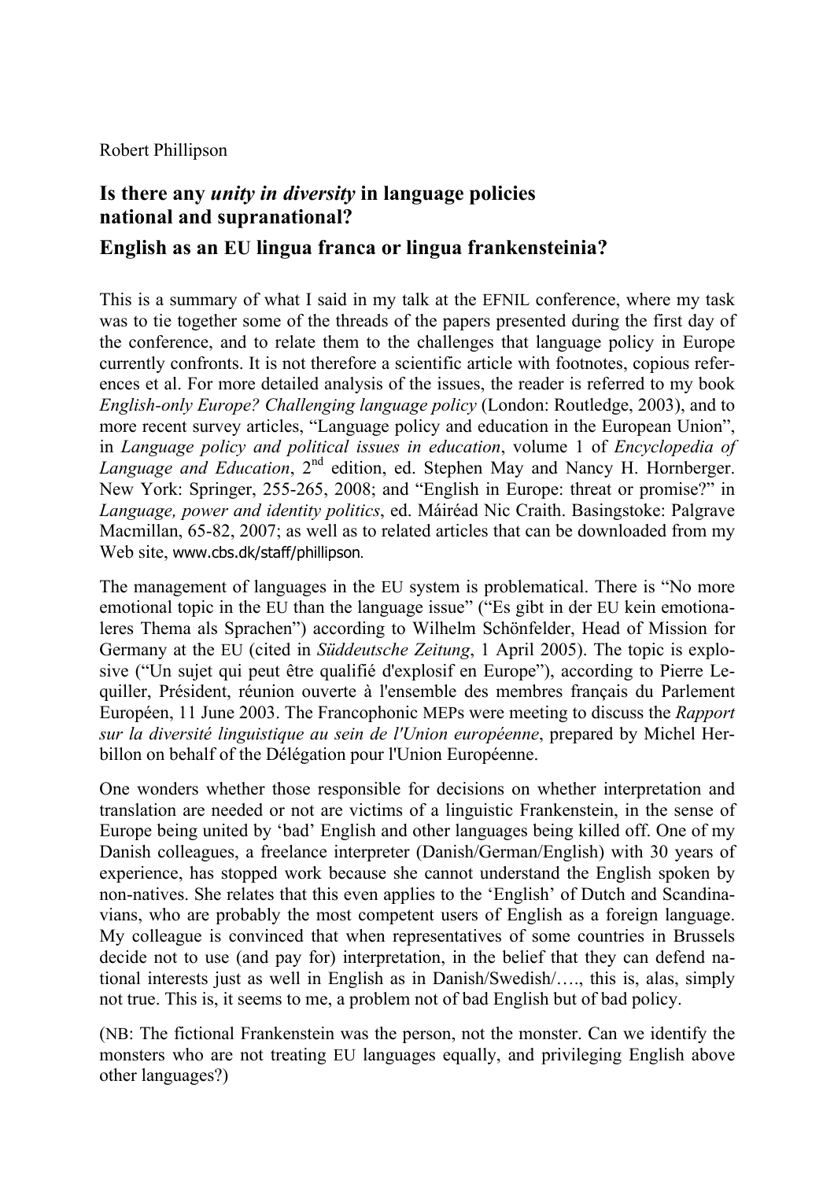Robert Phillipson

## Is there any *unity in diversity* in language policies national and supranational?

## English as an EU lingua franca or lingua frankensteinia?

This is a summary of what I said in my talk at the EFNIL conference, where my task was to tie together some of the threads of the papers presented during the first day of the conference, and to relate them to the challenges that language policy in Europe currently confronts. It is not therefore a scientific article with footnotes, copious references et al. For more detailed analysis of the issues, the reader is referred to my book *English-only Europe? Challenging language policy* (London: Routledge, 2003), and to more recent survey articles, "Language policy and education in the European Union", in *Language policy and political issues in education*, volume 1 of *Encyclopedia of Language and Education*, 2nd edition, ed. Stephen May and Nancy H. Hornberger. New York: Springer, 255-265, 2008; and "English in Europe: threat or promise?" in *Language, power and identity politics*, ed. Máiréad Nic Craith. Basingstoke: Palgrave Macmillan, 65-82, 2007; as well as to related articles that can be downloaded from my Web site, www.cbs.dk/staff/phillipson.

The management of languages in the EU system is problematical. There is "No more emotional topic in the EU than the language issue" ("Es gibt in der EU kein emotionaleres Thema als Sprachen") according to Wilhelm Schönfelder, Head of Mission for Germany at the EU (cited in *Süddeutsche Zeitung*, 1 April 2005). The topic is explosive ("Un sujet qui peut être qualifié d'explosif en Europe"), according to Pierre Lequiller, Président, réunion ouverte à l'ensemble des membres français du Parlement Européen, 11 June 2003. The Francophonic MEPs were meeting to discuss the *Rapport sur la diversité linguistique au sein de l'Union européenne*, prepared by Michel Herbillon on behalf of the Délégation pour l'Union Européenne.

One wonders whether those responsible for decisions on whether interpretation and translation are needed or not are victims of a linguistic Frankenstein, in the sense of Europe being united by 'bad' English and other languages being killed off. One of my Danish colleagues, a freelance interpreter (Danish/German/English) with 30 years of experience, has stopped work because she cannot understand the English spoken by non-natives. She relates that this even applies to the 'English' of Dutch and Scandinavians, who are probably the most competent users of English as a foreign language. My colleague is convinced that when representatives of some countries in Brussels decide not to use (and pay for) interpretation, in the belief that they can defend national interests just as well in English as in Danish/Swedish/…., this is, alas, simply not true. This is, it seems to me, a problem not of bad English but of bad policy.

(NB: The fictional Frankenstein was the person, not the monster. Can we identify the monsters who are not treating EU languages equally, and privileging English above other languages?)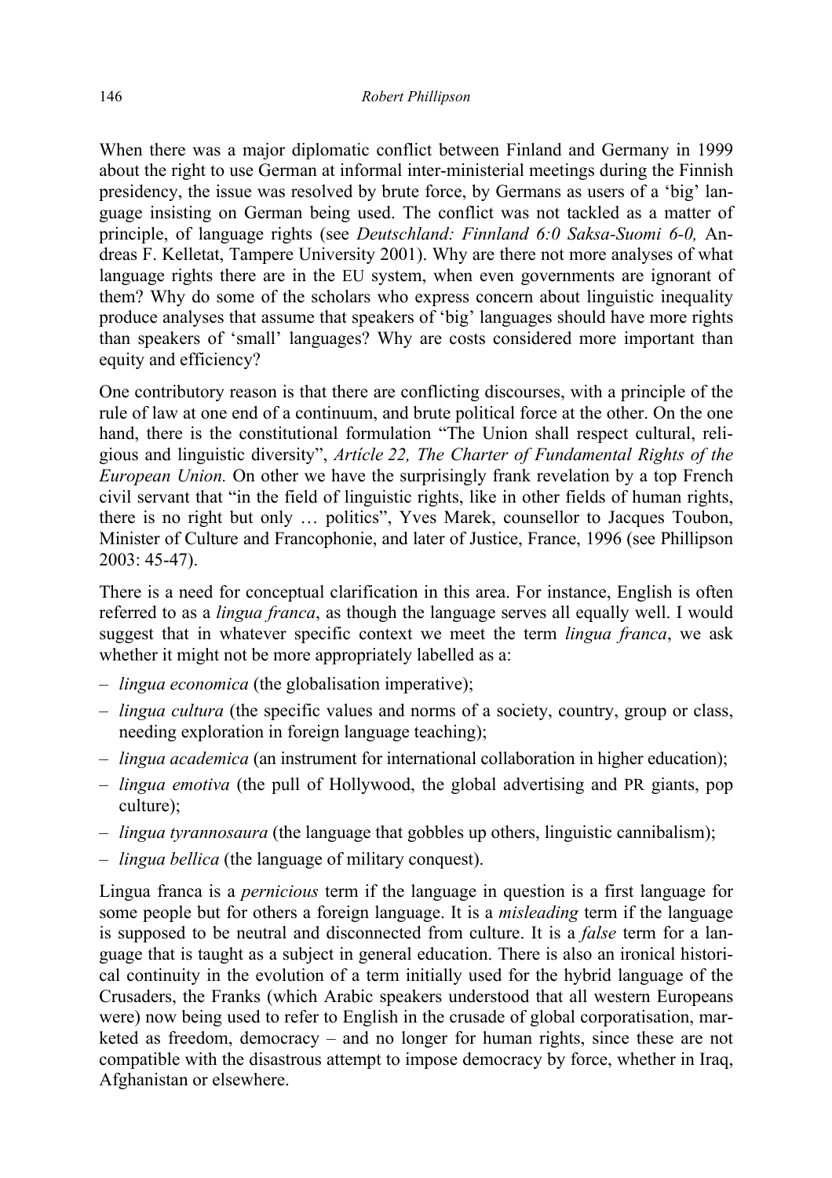When there was a major diplomatic conflict between Finland and Germany in 1999 about the right to use German at informal inter-ministerial meetings during the Finnish presidency, the issue was resolved by brute force, by Germans as users of a 'big' language insisting on German being used. The conflict was not tackled as a matter of principle, of language rights (see *Deutschland: Finnland 6:0 Saksa-Suomi 6-0,* Andreas F. Kelletat, Tampere University 2001). Why are there not more analyses of what language rights there are in the EU system, when even governments are ignorant of them? Why do some of the scholars who express concern about linguistic inequality produce analyses that assume that speakers of 'big' languages should have more rights than speakers of 'small' languages? Why are costs considered more important than equity and efficiency?

One contributory reason is that there are conflicting discourses, with a principle of the rule of law at one end of a continuum, and brute political force at the other. On the one hand, there is the constitutional formulation "The Union shall respect cultural, religious and linguistic diversity", *Artícle 22, The Charter of Fundamental Rights of the European Union.* On other we have the surprisingly frank revelation by a top French civil servant that "in the field of linguistic rights, like in other fields of human rights, there is no right but only … politics", Yves Marek, counsellor to Jacques Toubon, Minister of Culture and Francophonie, and later of Justice, France, 1996 (see Phillipson 2003: 45-47).

There is a need for conceptual clarification in this area. For instance, English is often referred to as a *lingua franca*, as though the language serves all equally well. I would suggest that in whatever specific context we meet the term *lingua franca*, we ask whether it might not be more appropriately labelled as a:

– *lingua economica* (the globalisation imperative);
– *lingua cultura* (the specific values and norms of a society, country, group or class, needing exploration in foreign language teaching);
– *lingua academica* (an instrument for international collaboration in higher education);
– *lingua emotiva* (the pull of Hollywood, the global advertising and PR giants, pop culture);
– *lingua tyrannosaura* (the language that gobbles up others, linguistic cannibalism);
– *lingua bellica* (the language of military conquest).

Lingua franca is a *pernicious* term if the language in question is a first language for some people but for others a foreign language. It is a *misleading* term if the language is supposed to be neutral and disconnected from culture. It is a *false* term for a language that is taught as a subject in general education. There is also an ironical historical continuity in the evolution of a term initially used for the hybrid language of the Crusaders, the Franks (which Arabic speakers understood that all western Europeans were) now being used to refer to English in the crusade of global corporatisation, marketed as freedom, democracy – and no longer for human rights, since these are not compatible with the disastrous attempt to impose democracy by force, whether in Iraq, Afghanistan or elsewhere.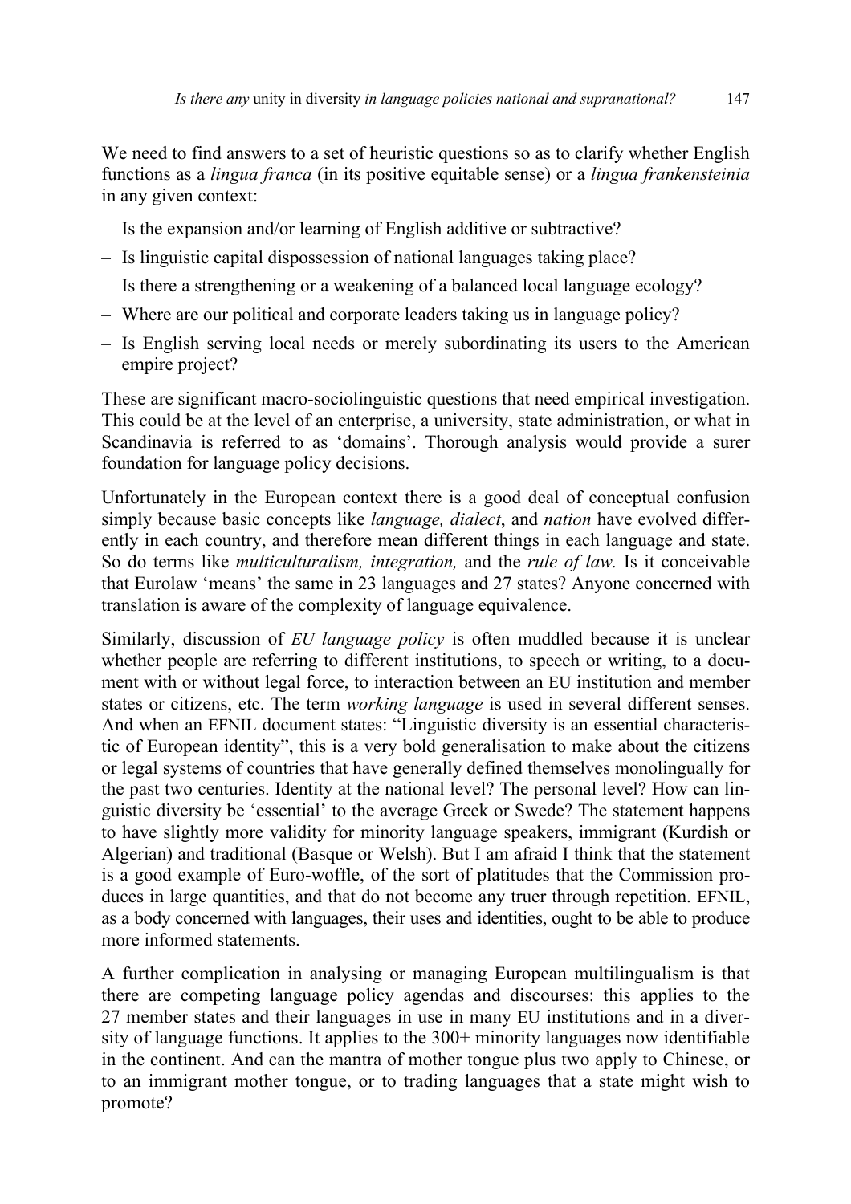We need to find answers to a set of heuristic questions so as to clarify whether English functions as a *lingua franca* (in its positive equitable sense) or a *lingua frankensteinia* in any given context:

- Is the expansion and/or learning of English additive or subtractive?
- Is linguistic capital dispossession of national languages taking place?
- Is there a strengthening or a weakening of a balanced local language ecology?
- Where are our political and corporate leaders taking us in language policy?
- Is English serving local needs or merely subordinating its users to the American empire project?

These are significant macro-sociolinguistic questions that need empirical investigation. This could be at the level of an enterprise, a university, state administration, or what in Scandinavia is referred to as 'domains'. Thorough analysis would provide a surer foundation for language policy decisions.

Unfortunately in the European context there is a good deal of conceptual confusion simply because basic concepts like *language, dialect*, and *nation* have evolved differently in each country, and therefore mean different things in each language and state. So do terms like *multiculturalism, integration,* and the *rule of law.* Is it conceivable that Eurolaw 'means' the same in 23 languages and 27 states? Anyone concerned with translation is aware of the complexity of language equivalence.

Similarly, discussion of *EU language policy* is often muddled because it is unclear whether people are referring to different institutions, to speech or writing, to a document with or without legal force, to interaction between an EU institution and member states or citizens, etc. The term *working language* is used in several different senses. And when an EFNIL document states: "Linguistic diversity is an essential characteristic of European identity", this is a very bold generalisation to make about the citizens or legal systems of countries that have generally defined themselves monolingually for the past two centuries. Identity at the national level? The personal level? How can linguistic diversity be 'essential' to the average Greek or Swede? The statement happens to have slightly more validity for minority language speakers, immigrant (Kurdish or Algerian) and traditional (Basque or Welsh). But I am afraid I think that the statement is a good example of Euro-woffle, of the sort of platitudes that the Commission produces in large quantities, and that do not become any truer through repetition. EFNIL, as a body concerned with languages, their uses and identities, ought to be able to produce more informed statements.

A further complication in analysing or managing European multilingualism is that there are competing language policy agendas and discourses: this applies to the 27 member states and their languages in use in many EU institutions and in a diversity of language functions. It applies to the 300+ minority languages now identifiable in the continent. And can the mantra of mother tongue plus two apply to Chinese, or to an immigrant mother tongue, or to trading languages that a state might wish to promote?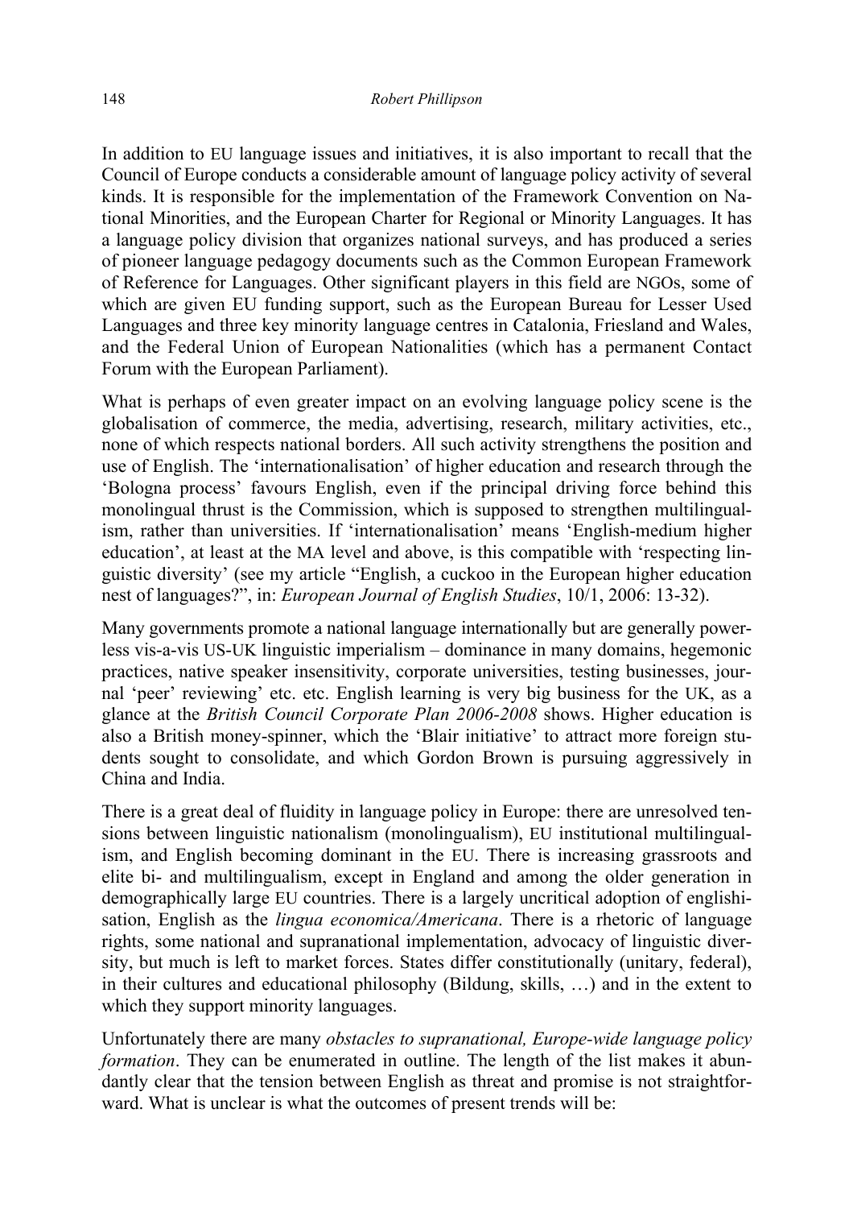In addition to EU language issues and initiatives, it is also important to recall that the Council of Europe conducts a considerable amount of language policy activity of several kinds. It is responsible for the implementation of the Framework Convention on National Minorities, and the European Charter for Regional or Minority Languages. It has a language policy division that organizes national surveys, and has produced a series of pioneer language pedagogy documents such as the Common European Framework of Reference for Languages. Other significant players in this field are NGOs, some of which are given EU funding support, such as the European Bureau for Lesser Used Languages and three key minority language centres in Catalonia, Friesland and Wales, and the Federal Union of European Nationalities (which has a permanent Contact Forum with the European Parliament).

What is perhaps of even greater impact on an evolving language policy scene is the globalisation of commerce, the media, advertising, research, military activities, etc., none of which respects national borders. All such activity strengthens the position and use of English. The 'internationalisation' of higher education and research through the 'Bologna process' favours English, even if the principal driving force behind this monolingual thrust is the Commission, which is supposed to strengthen multilingualism, rather than universities. If 'internationalisation' means 'English-medium higher education', at least at the MA level and above, is this compatible with 'respecting linguistic diversity' (see my article "English, a cuckoo in the European higher education nest of languages?", in: *European Journal of English Studies*, 10/1, 2006: 13-32).

Many governments promote a national language internationally but are generally powerless vis-a-vis US-UK linguistic imperialism – dominance in many domains, hegemonic practices, native speaker insensitivity, corporate universities, testing businesses, journal 'peer' reviewing' etc. etc. English learning is very big business for the UK, as a glance at the *British Council Corporate Plan 2006-2008* shows. Higher education is also a British money-spinner, which the 'Blair initiative' to attract more foreign students sought to consolidate, and which Gordon Brown is pursuing aggressively in China and India.

There is a great deal of fluidity in language policy in Europe: there are unresolved tensions between linguistic nationalism (monolingualism), EU institutional multilingualism, and English becoming dominant in the EU. There is increasing grassroots and elite bi- and multilingualism, except in England and among the older generation in demographically large EU countries. There is a largely uncritical adoption of englishisation, English as the *lingua economica/Americana*. There is a rhetoric of language rights, some national and supranational implementation, advocacy of linguistic diversity, but much is left to market forces. States differ constitutionally (unitary, federal), in their cultures and educational philosophy (Bildung, skills, …) and in the extent to which they support minority languages.

Unfortunately there are many *obstacles to supranational, Europe-wide language policy formation*. They can be enumerated in outline. The length of the list makes it abundantly clear that the tension between English as threat and promise is not straightforward. What is unclear is what the outcomes of present trends will be: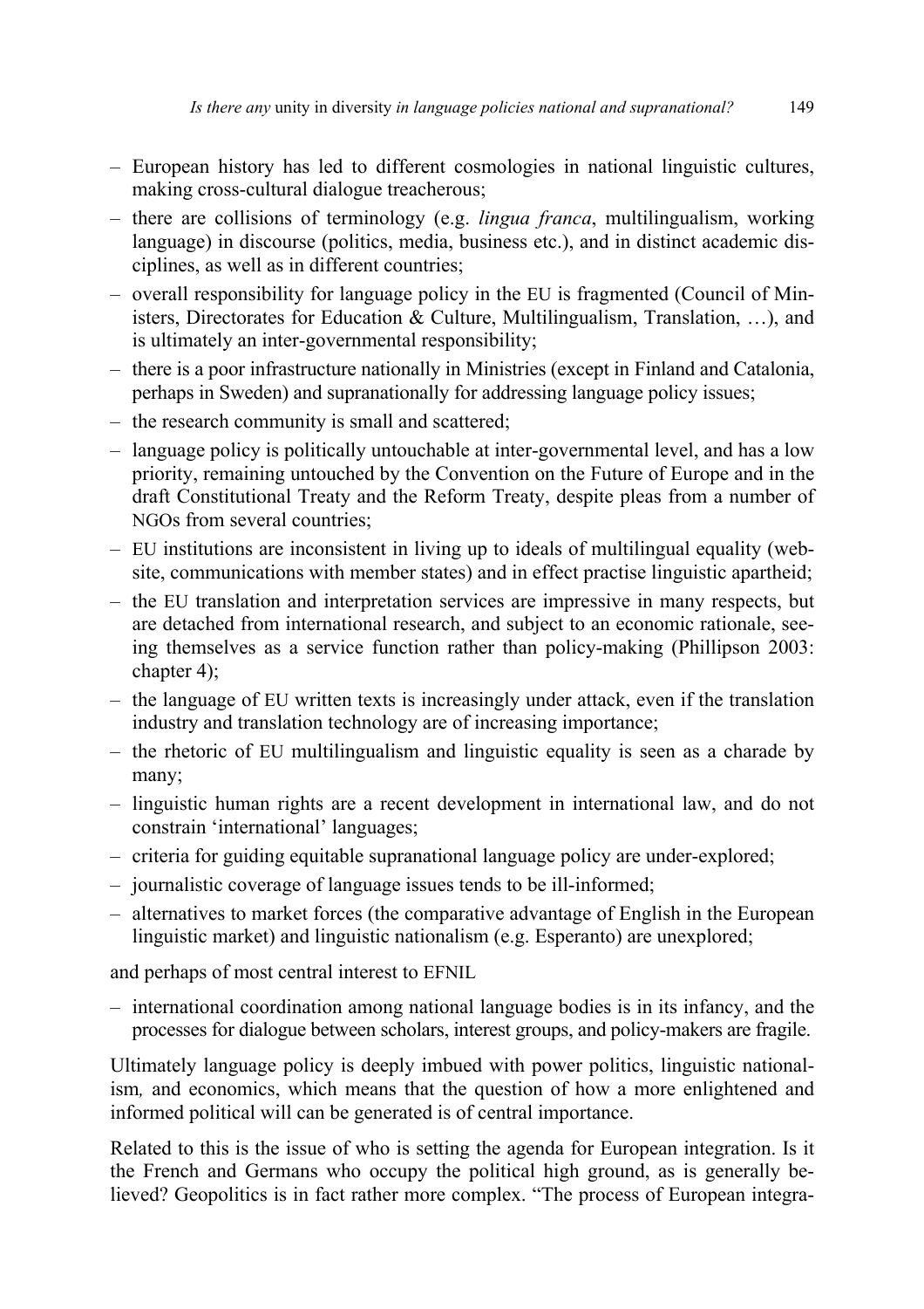- European history has led to different cosmologies in national linguistic cultures, making cross-cultural dialogue treacherous;
- there are collisions of terminology (e.g. *lingua franca*, multilingualism, working language) in discourse (politics, media, business etc.), and in distinct academic disciplines, as well as in different countries;
- overall responsibility for language policy in the EU is fragmented (Council of Ministers, Directorates for Education & Culture, Multilingualism, Translation, …), and is ultimately an inter-governmental responsibility;
- there is a poor infrastructure nationally in Ministries (except in Finland and Catalonia, perhaps in Sweden) and supranationally for addressing language policy issues;
- the research community is small and scattered;
- language policy is politically untouchable at inter-governmental level, and has a low priority, remaining untouched by the Convention on the Future of Europe and in the draft Constitutional Treaty and the Reform Treaty, despite pleas from a number of NGOs from several countries;
- EU institutions are inconsistent in living up to ideals of multilingual equality (website, communications with member states) and in effect practise linguistic apartheid;
- the EU translation and interpretation services are impressive in many respects, but are detached from international research, and subject to an economic rationale, seeing themselves as a service function rather than policy-making (Phillipson 2003: chapter 4);
- the language of EU written texts is increasingly under attack, even if the translation industry and translation technology are of increasing importance;
- the rhetoric of EU multilingualism and linguistic equality is seen as a charade by many;
- linguistic human rights are a recent development in international law, and do not constrain 'international' languages;
- criteria for guiding equitable supranational language policy are under-explored;
- journalistic coverage of language issues tends to be ill-informed;
- alternatives to market forces (the comparative advantage of English in the European linguistic market) and linguistic nationalism (e.g. Esperanto) are unexplored;

and perhaps of most central interest to EFNIL

- international coordination among national language bodies is in its infancy, and the processes for dialogue between scholars, interest groups, and policy-makers are fragile.

Ultimately language policy is deeply imbued with power politics, linguistic nationalism, and economics, which means that the question of how a more enlightened and informed political will can be generated is of central importance.

Related to this is the issue of who is setting the agenda for European integration. Is it the French and Germans who occupy the political high ground, as is generally believed? Geopolitics is in fact rather more complex. "The process of European integra-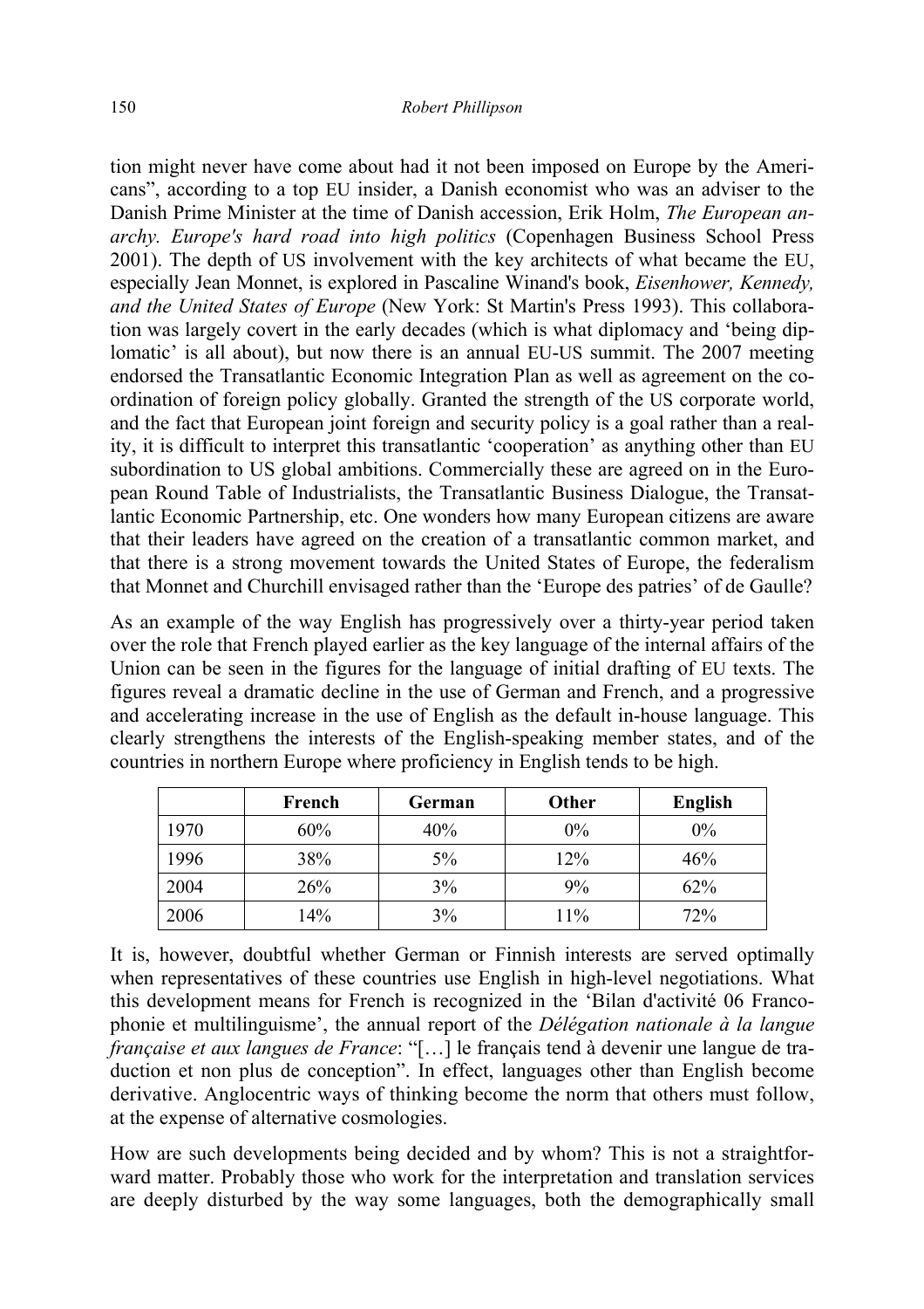tion might never have come about had it not been imposed on Europe by the Americans", according to a top EU insider, a Danish economist who was an adviser to the Danish Prime Minister at the time of Danish accession, Erik Holm, *The European anarchy. Europe's hard road into high politics* (Copenhagen Business School Press 2001). The depth of US involvement with the key architects of what became the EU, especially Jean Monnet, is explored in Pascaline Winand's book, *Eisenhower, Kennedy, and the United States of Europe* (New York: St Martin's Press 1993). This collaboration was largely covert in the early decades (which is what diplomacy and 'being diplomatic' is all about), but now there is an annual EU-US summit. The 2007 meeting endorsed the Transatlantic Economic Integration Plan as well as agreement on the coordination of foreign policy globally. Granted the strength of the US corporate world, and the fact that European joint foreign and security policy is a goal rather than a reality, it is difficult to interpret this transatlantic 'cooperation' as anything other than EU subordination to US global ambitions. Commercially these are agreed on in the European Round Table of Industrialists, the Transatlantic Business Dialogue, the Transatlantic Economic Partnership, etc. One wonders how many European citizens are aware that their leaders have agreed on the creation of a transatlantic common market, and that there is a strong movement towards the United States of Europe, the federalism that Monnet and Churchill envisaged rather than the 'Europe des patries' of de Gaulle?

As an example of the way English has progressively over a thirty-year period taken over the role that French played earlier as the key language of the internal affairs of the Union can be seen in the figures for the language of initial drafting of EU texts. The figures reveal a dramatic decline in the use of German and French, and a progressive and accelerating increase in the use of English as the default in-house language. This clearly strengthens the interests of the English-speaking member states, and of the countries in northern Europe where proficiency in English tends to be high.

| | **French** | **German** | **Other** | **English** |
|---|---|---|---|---|
| 1970 | 60% | 40% | 0% | 0% |
| 1996 | 38% | 5% | 12% | 46% |
| 2004 | 26% | 3% | 9% | 62% |
| 2006 | 14% | 3% | 11% | 72% |

It is, however, doubtful whether German or Finnish interests are served optimally when representatives of these countries use English in high-level negotiations. What this development means for French is recognized in the 'Bilan d'activité 06 Francophonie et multilinguisme', the annual report of the *Délégation nationale à la langue française et aux langues de France*: "[…] le français tend à devenir une langue de traduction et non plus de conception". In effect, languages other than English become derivative. Anglocentric ways of thinking become the norm that others must follow, at the expense of alternative cosmologies.

How are such developments being decided and by whom? This is not a straightforward matter. Probably those who work for the interpretation and translation services are deeply disturbed by the way some languages, both the demographically small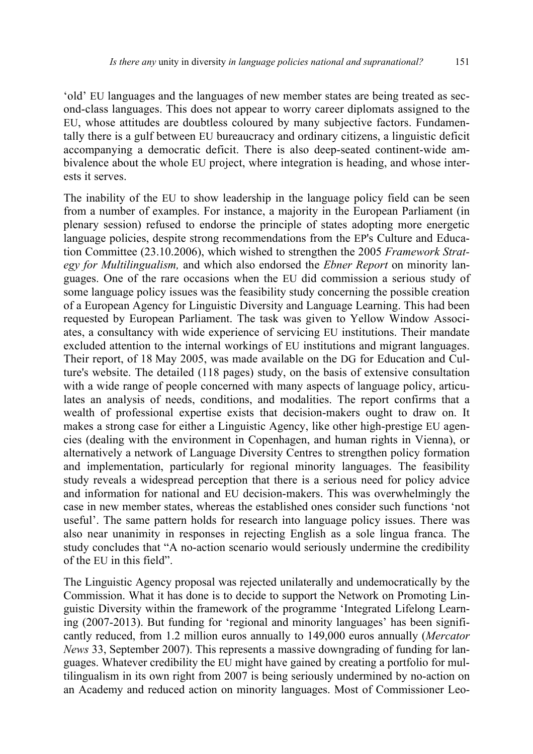'old' EU languages and the languages of new member states are being treated as second-class languages. This does not appear to worry career diplomats assigned to the EU, whose attitudes are doubtless coloured by many subjective factors. Fundamentally there is a gulf between EU bureaucracy and ordinary citizens, a linguistic deficit accompanying a democratic deficit. There is also deep-seated continent-wide ambivalence about the whole EU project, where integration is heading, and whose interests it serves.

The inability of the EU to show leadership in the language policy field can be seen from a number of examples. For instance, a majority in the European Parliament (in plenary session) refused to endorse the principle of states adopting more energetic language policies, despite strong recommendations from the EP's Culture and Education Committee (23.10.2006), which wished to strengthen the 2005 *Framework Strategy for Multilingualism,* and which also endorsed the *Ebner Report* on minority languages. One of the rare occasions when the EU did commission a serious study of some language policy issues was the feasibility study concerning the possible creation of a European Agency for Linguistic Diversity and Language Learning. This had been requested by European Parliament. The task was given to Yellow Window Associates, a consultancy with wide experience of servicing EU institutions. Their mandate excluded attention to the internal workings of EU institutions and migrant languages. Their report, of 18 May 2005, was made available on the DG for Education and Culture's website. The detailed (118 pages) study, on the basis of extensive consultation with a wide range of people concerned with many aspects of language policy, articulates an analysis of needs, conditions, and modalities. The report confirms that a wealth of professional expertise exists that decision-makers ought to draw on. It makes a strong case for either a Linguistic Agency, like other high-prestige EU agencies (dealing with the environment in Copenhagen, and human rights in Vienna), or alternatively a network of Language Diversity Centres to strengthen policy formation and implementation, particularly for regional minority languages. The feasibility study reveals a widespread perception that there is a serious need for policy advice and information for national and EU decision-makers. This was overwhelmingly the case in new member states, whereas the established ones consider such functions 'not useful'. The same pattern holds for research into language policy issues. There was also near unanimity in responses in rejecting English as a sole lingua franca. The study concludes that "A no-action scenario would seriously undermine the credibility of the EU in this field".

The Linguistic Agency proposal was rejected unilaterally and undemocratically by the Commission. What it has done is to decide to support the Network on Promoting Linguistic Diversity within the framework of the programme 'Integrated Lifelong Learning (2007-2013). But funding for 'regional and minority languages' has been significantly reduced, from 1.2 million euros annually to 149,000 euros annually (*Mercator News* 33, September 2007). This represents a massive downgrading of funding for languages. Whatever credibility the EU might have gained by creating a portfolio for multilingualism in its own right from 2007 is being seriously undermined by no-action on an Academy and reduced action on minority languages. Most of Commissioner Leo-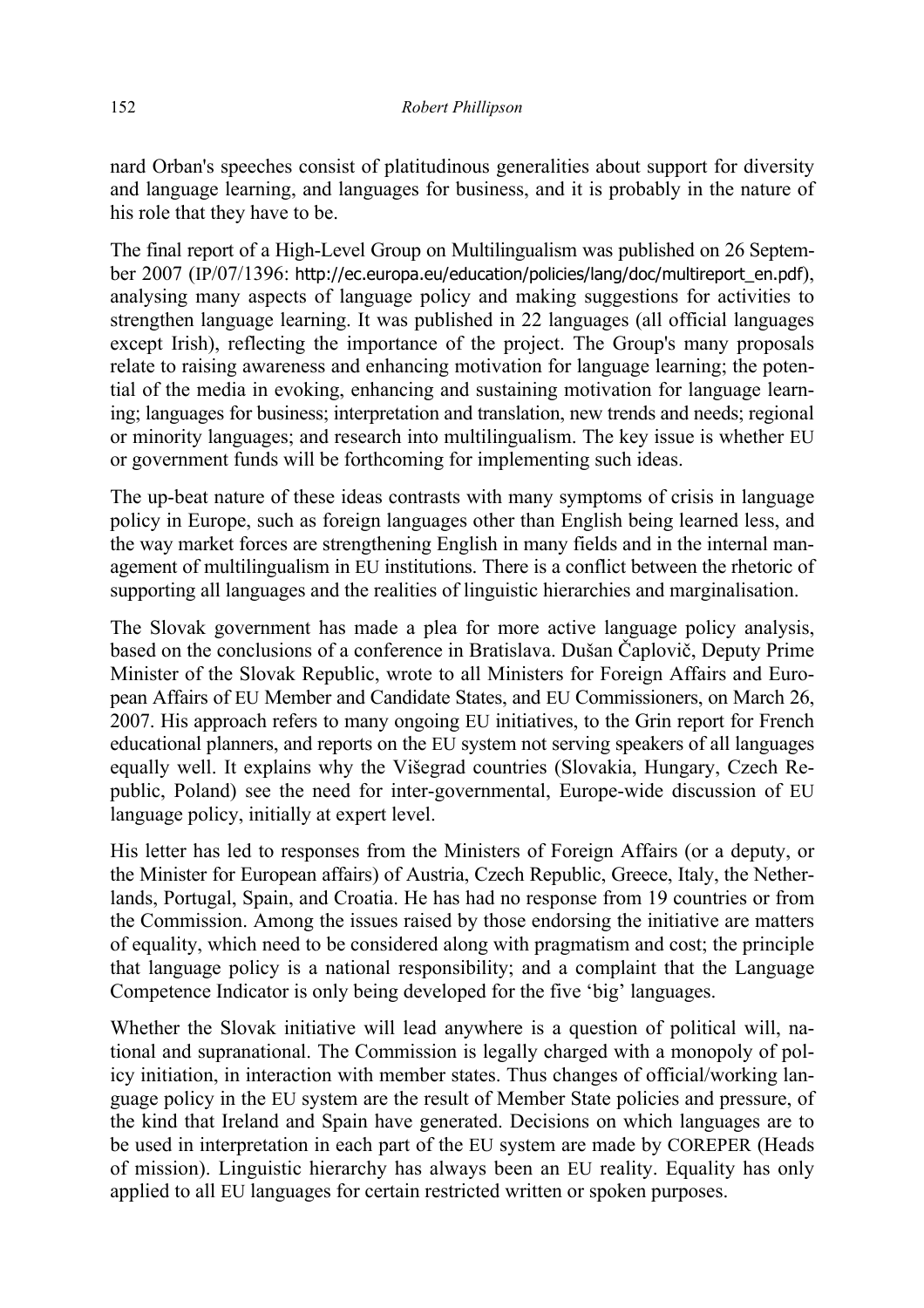nard Orban's speeches consist of platitudinous generalities about support for diversity and language learning, and languages for business, and it is probably in the nature of his role that they have to be.

The final report of a High-Level Group on Multilingualism was published on 26 September 2007 (IP/07/1396: http://ec.europa.eu/education/policies/lang/doc/multireport_en.pdf), analysing many aspects of language policy and making suggestions for activities to strengthen language learning. It was published in 22 languages (all official languages except Irish), reflecting the importance of the project. The Group's many proposals relate to raising awareness and enhancing motivation for language learning; the potential of the media in evoking, enhancing and sustaining motivation for language learning; languages for business; interpretation and translation, new trends and needs; regional or minority languages; and research into multilingualism. The key issue is whether EU or government funds will be forthcoming for implementing such ideas.

The up-beat nature of these ideas contrasts with many symptoms of crisis in language policy in Europe, such as foreign languages other than English being learned less, and the way market forces are strengthening English in many fields and in the internal management of multilingualism in EU institutions. There is a conflict between the rhetoric of supporting all languages and the realities of linguistic hierarchies and marginalisation.

The Slovak government has made a plea for more active language policy analysis, based on the conclusions of a conference in Bratislava. Dušan Čaplovič, Deputy Prime Minister of the Slovak Republic, wrote to all Ministers for Foreign Affairs and European Affairs of EU Member and Candidate States, and EU Commissioners, on March 26, 2007. His approach refers to many ongoing EU initiatives, to the Grin report for French educational planners, and reports on the EU system not serving speakers of all languages equally well. It explains why the Višegrad countries (Slovakia, Hungary, Czech Republic, Poland) see the need for inter-governmental, Europe-wide discussion of EU language policy, initially at expert level.

His letter has led to responses from the Ministers of Foreign Affairs (or a deputy, or the Minister for European affairs) of Austria, Czech Republic, Greece, Italy, the Netherlands, Portugal, Spain, and Croatia. He has had no response from 19 countries or from the Commission. Among the issues raised by those endorsing the initiative are matters of equality, which need to be considered along with pragmatism and cost; the principle that language policy is a national responsibility; and a complaint that the Language Competence Indicator is only being developed for the five 'big' languages.

Whether the Slovak initiative will lead anywhere is a question of political will, national and supranational. The Commission is legally charged with a monopoly of policy initiation, in interaction with member states. Thus changes of official/working language policy in the EU system are the result of Member State policies and pressure, of the kind that Ireland and Spain have generated. Decisions on which languages are to be used in interpretation in each part of the EU system are made by COREPER (Heads of mission). Linguistic hierarchy has always been an EU reality. Equality has only applied to all EU languages for certain restricted written or spoken purposes.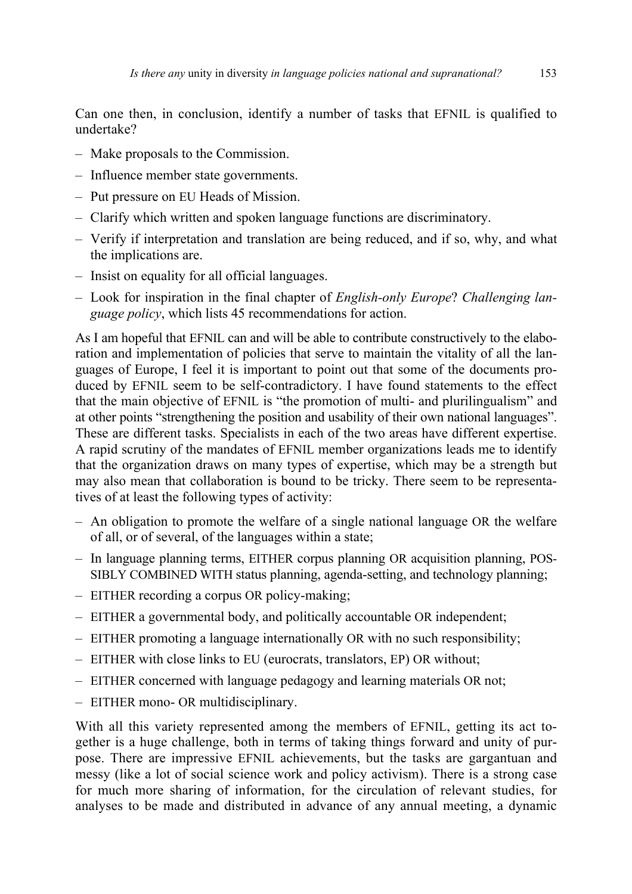Can one then, in conclusion, identify a number of tasks that EFNIL is qualified to undertake?

- Make proposals to the Commission.
- Influence member state governments.
- Put pressure on EU Heads of Mission.
- Clarify which written and spoken language functions are discriminatory.
- Verify if interpretation and translation are being reduced, and if so, why, and what the implications are.
- Insist on equality for all official languages.
- Look for inspiration in the final chapter of *English-only Europe*? *Challenging language policy*, which lists 45 recommendations for action.

As I am hopeful that EFNIL can and will be able to contribute constructively to the elaboration and implementation of policies that serve to maintain the vitality of all the languages of Europe, I feel it is important to point out that some of the documents produced by EFNIL seem to be self-contradictory. I have found statements to the effect that the main objective of EFNIL is "the promotion of multi- and plurilingualism" and at other points "strengthening the position and usability of their own national languages". These are different tasks. Specialists in each of the two areas have different expertise. A rapid scrutiny of the mandates of EFNIL member organizations leads me to identify that the organization draws on many types of expertise, which may be a strength but may also mean that collaboration is bound to be tricky. There seem to be representatives of at least the following types of activity:

- An obligation to promote the welfare of a single national language OR the welfare of all, or of several, of the languages within a state;
- In language planning terms, EITHER corpus planning OR acquisition planning, POSSIBLY COMBINED WITH status planning, agenda-setting, and technology planning;
- EITHER recording a corpus OR policy-making;
- EITHER a governmental body, and politically accountable OR independent;
- EITHER promoting a language internationally OR with no such responsibility;
- EITHER with close links to EU (eurocrats, translators, EP) OR without;
- EITHER concerned with language pedagogy and learning materials OR not;
- EITHER mono- OR multidisciplinary.

With all this variety represented among the members of EFNIL, getting its act together is a huge challenge, both in terms of taking things forward and unity of purpose. There are impressive EFNIL achievements, but the tasks are gargantuan and messy (like a lot of social science work and policy activism). There is a strong case for much more sharing of information, for the circulation of relevant studies, for analyses to be made and distributed in advance of any annual meeting, a dynamic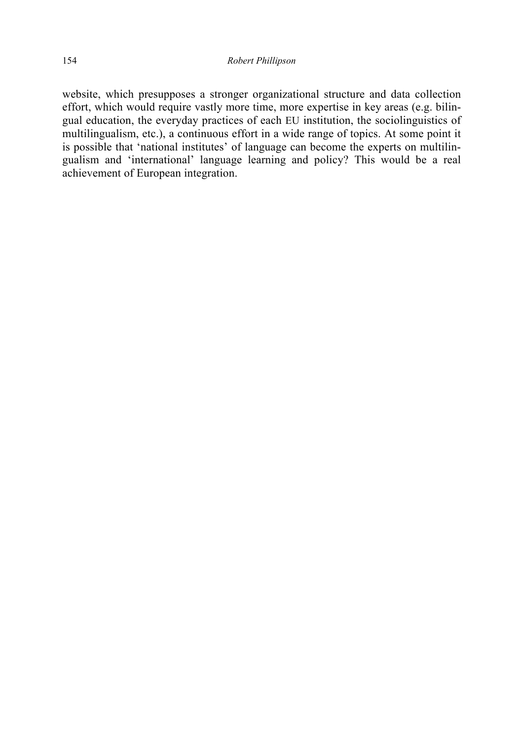website, which presupposes a stronger organizational structure and data collection effort, which would require vastly more time, more expertise in key areas (e.g. bilingual education, the everyday practices of each EU institution, the sociolinguistics of multilingualism, etc.), a continuous effort in a wide range of topics. At some point it is possible that 'national institutes' of language can become the experts on multilingualism and 'international' language learning and policy? This would be a real achievement of European integration.